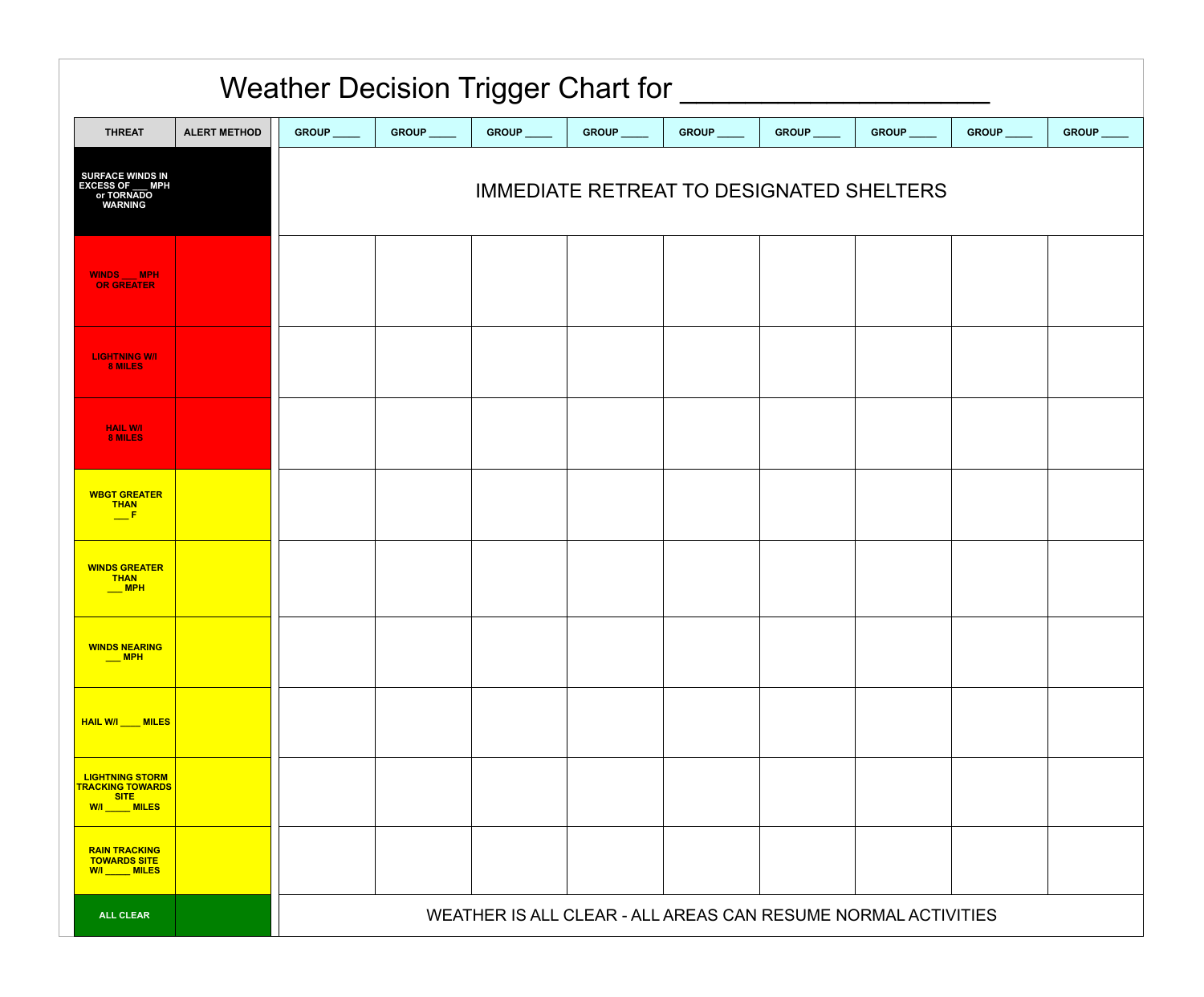# Weather Decision Trigger Chart for ____________________

| THREAT | ALERT METHOD | GROUP _____ | GROUP _____ | GROUP _____ | GROUP _____ | GROUP _____ | GROUP _____ | GROUP _____ | GROUP _____ | GROUP _____ |
|---|---|---|---|---|---|---|---|---|---|---|
| SURFACE WINDS IN EXCESS OF ___ MPH or TORNADO WARNING | | IMMEDIATE RETREAT TO DESIGNATED SHELTERS | | | | | | | | |
| WINDS ___ MPH OR GREATER | | | | | | | | | | |
| LIGHTNING W/I 8 MILES | | | | | | | | | | |
| HAIL W/I 8 MILES | | | | | | | | | | |
| WBGT GREATER THAN ___ F | | | | | | | | | | |
| WINDS GREATER THAN ___ MPH | | | | | | | | | | |
| WINDS NEARING ___ MPH | | | | | | | | | | |
| HAIL W/I ____ MILES | | | | | | | | | | |
| LIGHTNING STORM TRACKING TOWARDS SITE W/I _____ MILES | | | | | | | | | | |
| RAIN TRACKING TOWARDS SITE W/I _____ MILES | | | | | | | | | | |
| ALL CLEAR | | WEATHER IS ALL CLEAR - ALL AREAS CAN RESUME NORMAL ACTIVITIES | | | | | | | | |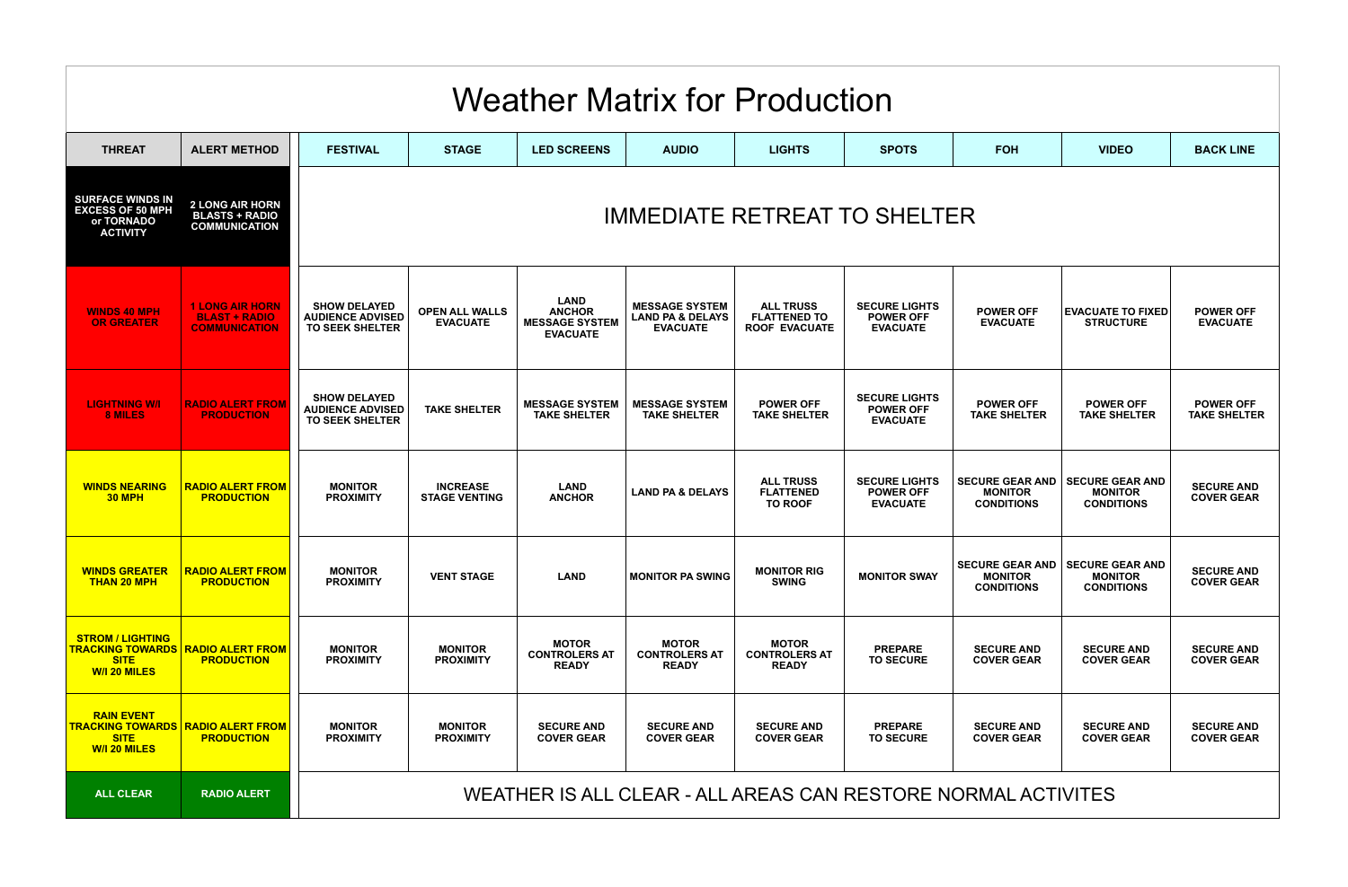# Weather Matrix for Production

| THREAT | ALERT METHOD | FESTIVAL | STAGE | LED SCREENS | AUDIO | LIGHTS | SPOTS | FOH | VIDEO | BACK LINE |
|---|---|---|---|---|---|---|---|---|---|---|
| SURFACE WINDS IN EXCESS OF 50 MPH or TORNADO ACTIVITY | 2 LONG AIR HORN BLASTS + RADIO COMMUNICATION | IMMEDIATE RETREAT TO SHELTER | | | | | | | | |
| WINDS 40 MPH OR GREATER | 1 LONG AIR HORN BLAST + RADIO COMMUNICATION | SHOW DELAYED AUDIENCE ADVISED TO SEEK SHELTER | OPEN ALL WALLS EVACUATE | LAND ANCHOR MESSAGE SYSTEM EVACUATE | MESSAGE SYSTEM LAND PA & DELAYS EVACUATE | ALL TRUSS FLATTENED TO ROOF EVACUATE | SECURE LIGHTS POWER OFF EVACUATE | POWER OFF EVACUATE | EVACUATE TO FIXED STRUCTURE | POWER OFF EVACUATE |
| LIGHTNING W/I 8 MILES | RADIO ALERT FROM PRODUCTION | SHOW DELAYED AUDIENCE ADVISED TO SEEK SHELTER | TAKE SHELTER | MESSAGE SYSTEM TAKE SHELTER | MESSAGE SYSTEM TAKE SHELTER | POWER OFF TAKE SHELTER | SECURE LIGHTS POWER OFF EVACUATE | POWER OFF TAKE SHELTER | POWER OFF TAKE SHELTER | POWER OFF TAKE SHELTER |
| WINDS NEARING 30 MPH | RADIO ALERT FROM PRODUCTION | MONITOR PROXIMITY | INCREASE STAGE VENTING | LAND ANCHOR | LAND PA & DELAYS | ALL TRUSS FLATTENED TO ROOF | SECURE LIGHTS POWER OFF EVACUATE | SECURE GEAR AND MONITOR CONDITIONS | SECURE GEAR AND MONITOR CONDITIONS | SECURE AND COVER GEAR |
| WINDS GREATER THAN 20 MPH | RADIO ALERT FROM PRODUCTION | MONITOR PROXIMITY | VENT STAGE | LAND | MONITOR PA SWING | MONITOR RIG SWING | MONITOR SWAY | SECURE GEAR AND MONITOR CONDITIONS | SECURE GEAR AND MONITOR CONDITIONS | SECURE AND COVER GEAR |
| STROM / LIGHTING TRACKING TOWARDS SITE W/I 20 MILES | RADIO ALERT FROM PRODUCTION | MONITOR PROXIMITY | MONITOR PROXIMITY | MOTOR CONTROLERS AT READY | MOTOR CONTROLERS AT READY | MOTOR CONTROLERS AT READY | PREPARE TO SECURE | SECURE AND COVER GEAR | SECURE AND COVER GEAR | SECURE AND COVER GEAR |
| RAIN EVENT TRACKING TOWARDS SITE W/I 20 MILES | RADIO ALERT FROM PRODUCTION | MONITOR PROXIMITY | MONITOR PROXIMITY | SECURE AND COVER GEAR | SECURE AND COVER GEAR | SECURE AND COVER GEAR | PREPARE TO SECURE | SECURE AND COVER GEAR | SECURE AND COVER GEAR | SECURE AND COVER GEAR |
| ALL CLEAR | RADIO ALERT | WEATHER IS ALL CLEAR - ALL AREAS CAN RESTORE NORMAL ACTIVITES | | | | | | | | |